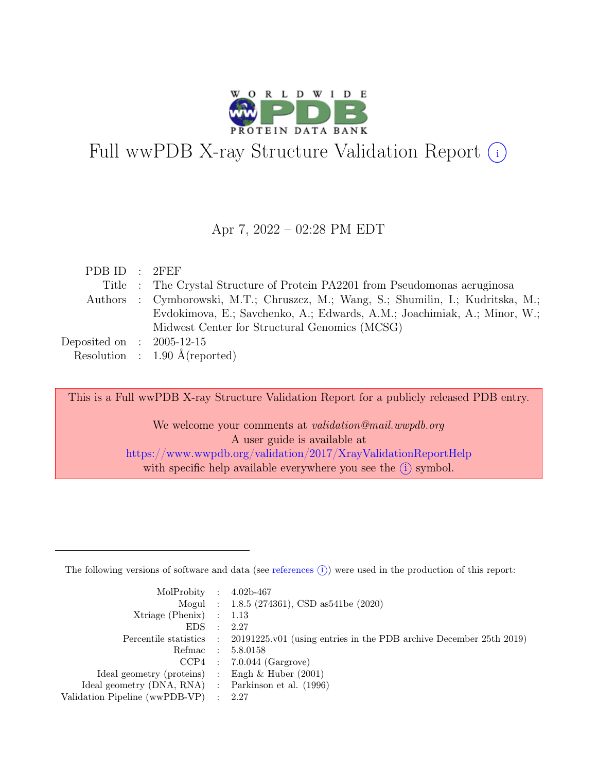# Full wwPDB X-ray Structure Validation Report

Apr 7, 2022 – 02:28 PM EDT

| | | |
|---|---|---|
| PDB ID | : | 2FEF |
| Title | : | The Crystal Structure of Protein PA2201 from Pseudomonas aeruginosa |
| Authors | : | Cymborowski, M.T.; Chruszcz, M.; Wang, S.; Shumilin, I.; Kudritska, M.; Evdokimova, E.; Savchenko, A.; Edwards, A.M.; Joachimiak, A.; Minor, W.; Midwest Center for Structural Genomics (MCSG) |
| Deposited on | : | 2005-12-15 |
| Resolution | : | 1.90 Å(reported) |

This is a Full wwPDB X-ray Structure Validation Report for a publicly released PDB entry.

We welcome your comments at *validation@mail.wwpdb.org*
A user guide is available at
https://www.wwpdb.org/validation/2017/XrayValidationReportHelp
with specific help available everywhere you see the (i) symbol.

---

The following versions of software and data (see references (i)) were used in the production of this report:

| | | |
|---|---|---|
| MolProbity | : | 4.02b-467 |
| Mogul | : | 1.8.5 (274361), CSD as541be (2020) |
| Xtriage (Phenix) | : | 1.13 |
| EDS | : | 2.27 |
| Percentile statistics | : | 20191225.v01 (using entries in the PDB archive December 25th 2019) |
| Refmac | : | 5.8.0158 |
| CCP4 | : | 7.0.044 (Gargrove) |
| Ideal geometry (proteins) | : | Engh & Huber (2001) |
| Ideal geometry (DNA, RNA) | : | Parkinson et al. (1996) |
| Validation Pipeline (wwPDB-VP) | : | 2.27 |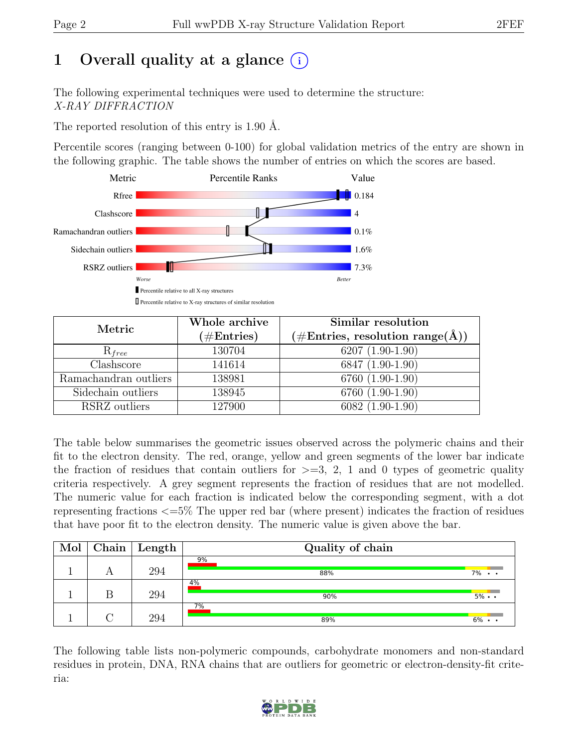# 1 Overall quality at a glance (i)

The following experimental techniques were used to determine the structure:
*X-RAY DIFFRACTION*

The reported resolution of this entry is 1.90 Å.

Percentile scores (ranging between 0-100) for global validation metrics of the entry are shown in the following graphic. The table shows the number of entries on which the scores are based.

| Metric | Value |
|---|---|
| Rfree | 0.184 |
| Clashscore | 4 |
| Ramachandran outliers | 0.1% |
| Sidechain outliers | 1.6% |
| RSRZ outliers | 7.3% |

Worse — Better

▮ Percentile relative to all X-ray structures
▯ Percentile relative to X-ray structures of similar resolution

| Metric | Whole archive (#Entries) | Similar resolution (#Entries, resolution range(Å)) |
|---|---|---|
| $R_{free}$ | 130704 | 6207 (1.90-1.90) |
| Clashscore | 141614 | 6847 (1.90-1.90) |
| Ramachandran outliers | 138981 | 6760 (1.90-1.90) |
| Sidechain outliers | 138945 | 6760 (1.90-1.90) |
| RSRZ outliers | 127900 | 6082 (1.90-1.90) |

The table below summarises the geometric issues observed across the polymeric chains and their fit to the electron density. The red, orange, yellow and green segments of the lower bar indicate the fraction of residues that contain outliers for >=3, 2, 1 and 0 types of geometric quality criteria respectively. A grey segment represents the fraction of residues that are not modelled. The numeric value for each fraction is indicated below the corresponding segment, with a dot representing fractions <=5% The upper red bar (where present) indicates the fraction of residues that have poor fit to the electron density. The numeric value is given above the bar.

| Mol | Chain | Length | Quality of chain |
|---|---|---|---|
| 1 | A | 294 | 9% (poor fit); 88%, 7%, •, • |
| 1 | B | 294 | 4% (poor fit); 90%, 5%, •, • |
| 1 | C | 294 | 7% (poor fit); 89%, 6%, •, • |

The following table lists non-polymeric compounds, carbohydrate monomers and non-standard residues in protein, DNA, RNA chains that are outliers for geometric or electron-density-fit criteria: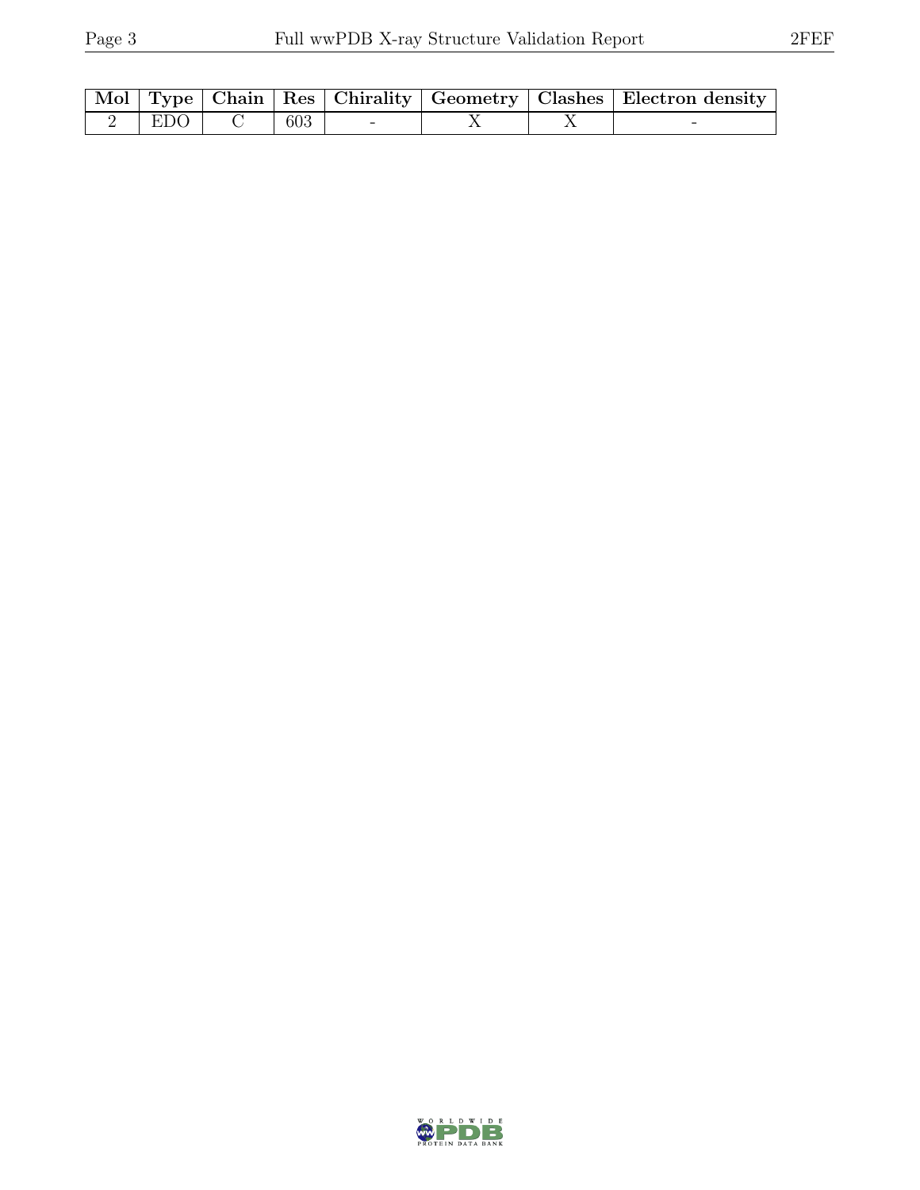| Mol | Type | Chain | Res | Chirality | Geometry | Clashes | Electron density |
|---|---|---|---|---|---|---|---|
| 2 | EDO | C | 603 | - | X | X | - |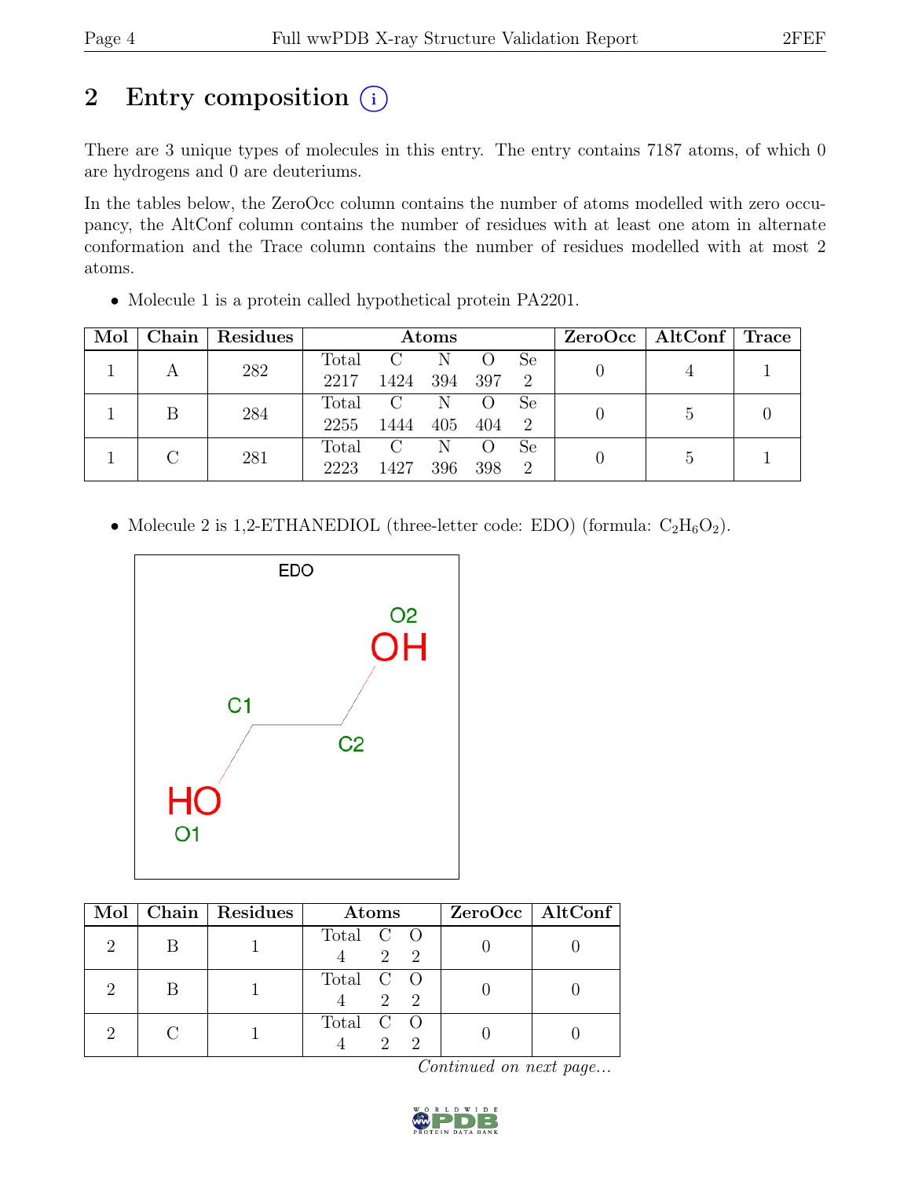## 2 Entry composition

There are 3 unique types of molecules in this entry. The entry contains 7187 atoms, of which 0 are hydrogens and 0 are deuteriums.

In the tables below, the ZeroOcc column contains the number of atoms modelled with zero occupancy, the AltConf column contains the number of residues with at least one atom in alternate conformation and the Trace column contains the number of residues modelled with at most 2 atoms.

- Molecule 1 is a protein called hypothetical protein PA2201.

| Mol | Chain | Residues | Atoms | | | | | ZeroOcc | AltConf | Trace |
|---|---|---|---|---|---|---|---|---|---|---|
| | | | Total | C | N | O | Se | | | |
| 1 | A | 282 | 2217 | 1424 | 394 | 397 | 2 | 0 | 4 | 1 |
| 1 | B | 284 | 2255 | 1444 | 405 | 404 | 2 | 0 | 5 | 0 |
| 1 | C | 281 | 2223 | 1427 | 396 | 398 | 2 | 0 | 5 | 1 |

- Molecule 2 is 1,2-ETHANEDIOL (three-letter code: EDO) (formula: $C_2H_6O_2$).

| Mol | Chain | Residues | Atoms | | | ZeroOcc | AltConf |
|---|---|---|---|---|---|---|---|
| | | | Total | C | O | | |
| 2 | B | 1 | 4 | 2 | 2 | 0 | 0 |
| 2 | B | 1 | 4 | 2 | 2 | 0 | 0 |
| 2 | C | 1 | 4 | 2 | 2 | 0 | 0 |

*Continued on next page...*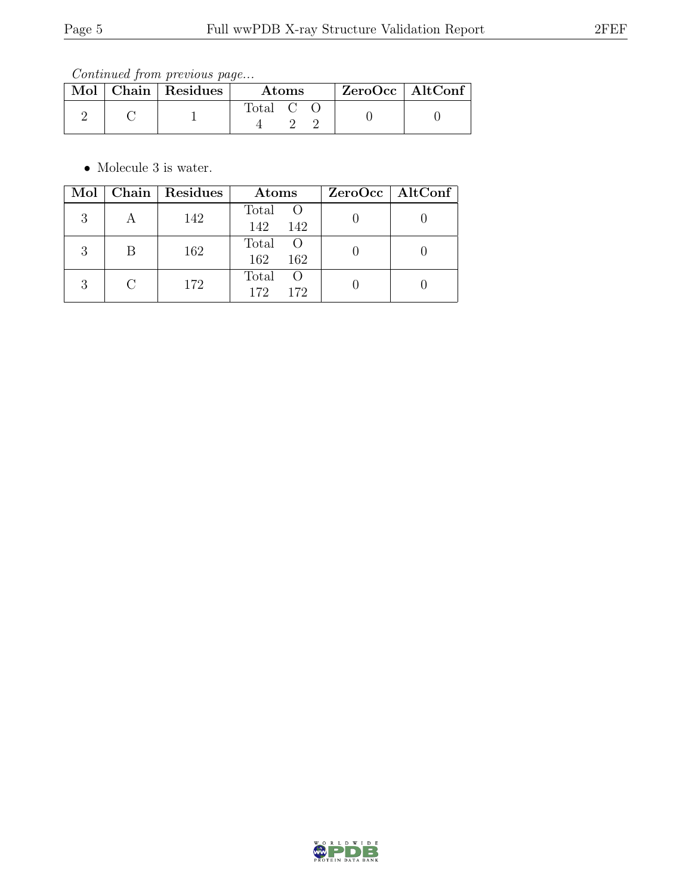*Continued from previous page...*

| Mol | Chain | Residues | Atoms | ZeroOcc | AltConf |
|---|---|---|---|---|---|
| 2 | C | 1 | Total C O<br>4 2 2 | 0 | 0 |

- Molecule 3 is water.

| Mol | Chain | Residues | Atoms | ZeroOcc | AltConf |
|---|---|---|---|---|---|
| 3 | A | 142 | Total O<br>142 142 | 0 | 0 |
| 3 | B | 162 | Total O<br>162 162 | 0 | 0 |
| 3 | C | 172 | Total O<br>172 172 | 0 | 0 |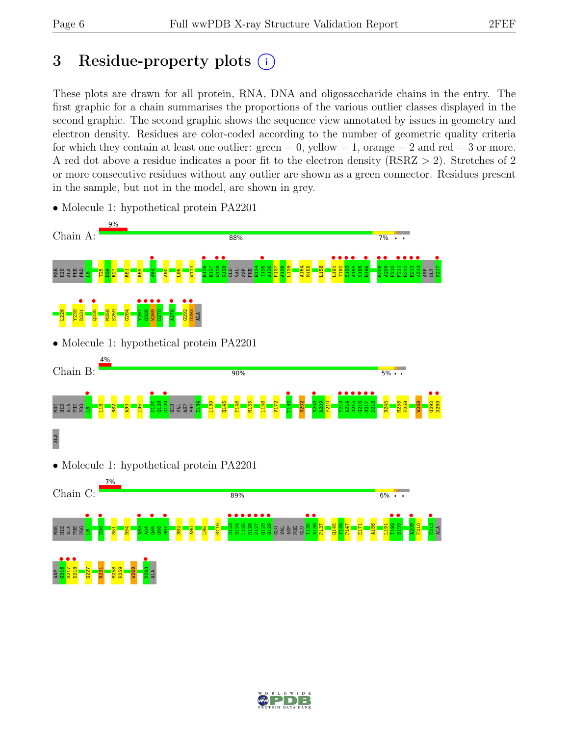# 3 Residue-property plots

These plots are drawn for all protein, RNA, DNA and oligosaccharide chains in the entry. The first graphic for a chain summarises the proportions of the various outlier classes displayed in the second graphic. The second graphic shows the sequence view annotated by issues in geometry and electron density. Residues are color-coded according to the number of geometric quality criteria for which they contain at least one outlier: green = 0, yellow = 1, orange = 2 and red = 3 or more. A red dot above a residue indicates a poor fit to the electron density (RSRZ > 2). Stretches of 2 or more consecutive residues without any outlier are shown as a green connector. Residues present in the sample, but not in the model, are shown in grey.

- Molecule 1: hypothetical protein PA2201

Chain A: 9% / 88% / 7% • •

MSE HIS ALA PHE PRO L6 T25 D26 R27 R51 R59 A64 A90 L95 W111 R126 E127 Q128 G129 GLU VAL ASP PHE E134 T135 A136 P137 A138 L139 A154 M155 L158 L191 T192 S193 A194 S195 E196 R208 A209 F210 F211 E212 E213 A214 ASP GLY S217 L226 Y230 R231 Q235 M258 E259 G264 Y267 G268 W269 D270 A276 G292 D293 ALA

- Molecule 1: hypothetical protein PA2201

Chain B: 4% / 90% / 5% • •

MSE HIS ALA PHE PRO L6 L18 N82 A90 L95 E127 Q128 G129 GLU VAL ASP PHE E134 L139 Q145 F148 M155 L158 V172 T192 R202 R208 A209 F210 E213 A214 D215 G216 S217 D218 R245 M258 E259 W269 G292 D293 ALA

- Molecule 1: hypothetical protein PA2201

Chain C: 7% / 89% / 6% • •

MSE HIS ALA PHE PRO L6 D26 R51 R54 A63 A64 Q65 G66 H67 N82 A90 L95 R116 D123 S124 L125 R126 E127 Q128 G129 GLU VAL ASP PHE GLU T135 A136 P137 Q145 Y146 P147 E171 A186 L191 T192 S193 A209 F210 E213 ALA ASP G216 S217 D218 Q227 R231 M258 E259 W269 D293 ALA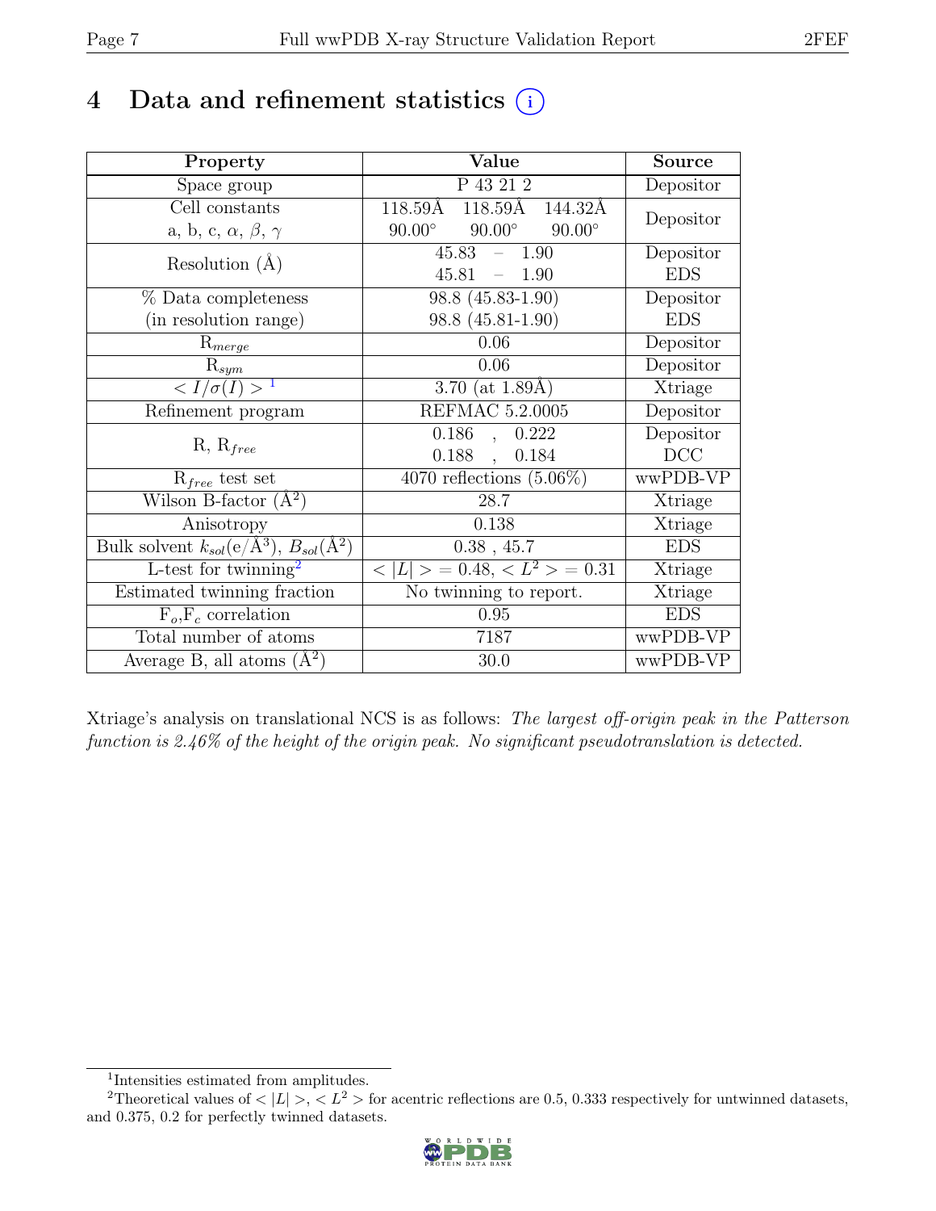# 4 Data and refinement statistics

| Property | Value | Source |
|---|---|---|
| Space group | P 43 21 2 | Depositor |
| Cell constants<br>a, b, c, $\alpha$, $\beta$, $\gamma$ | 118.59Å 118.59Å 144.32Å<br>90.00° 90.00° 90.00° | Depositor |
| Resolution (Å) | 45.83 – 1.90<br>45.81 – 1.90 | Depositor<br>EDS |
| % Data completeness<br>(in resolution range) | 98.8 (45.83-1.90)<br>98.8 (45.81-1.90) | Depositor<br>EDS |
| $R_{merge}$ | 0.06 | Depositor |
| $R_{sym}$ | 0.06 | Depositor |
| $< I/\sigma(I) >$ [1] | 3.70 (at 1.89Å) | Xtriage |
| Refinement program | REFMAC 5.2.0005 | Depositor |
| R, $R_{free}$ | 0.186 , 0.222<br>0.188 , 0.184 | Depositor<br>DCC |
| $R_{free}$ test set | 4070 reflections (5.06%) | wwPDB-VP |
| Wilson B-factor (Å$^2$) | 28.7 | Xtriage |
| Anisotropy | 0.138 | Xtriage |
| Bulk solvent $k_{sol}$(e/Å$^3$), $B_{sol}$(Å$^2$) | 0.38 , 45.7 | EDS |
| L-test for twinning[2] | $< \|L\| > = 0.48$, $< L^2 > = 0.31$ | Xtriage |
| Estimated twinning fraction | No twinning to report. | Xtriage |
| $F_o$,$F_c$ correlation | 0.95 | EDS |
| Total number of atoms | 7187 | wwPDB-VP |
| Average B, all atoms (Å$^2$) | 30.0 | wwPDB-VP |

Xtriage's analysis on translational NCS is as follows: *The largest off-origin peak in the Patterson function is 2.46% of the height of the origin peak. No significant pseudotranslation is detected.*

[1] Intensities estimated from amplitudes.

[2] Theoretical values of $< |L| >$, $< L^2 >$ for acentric reflections are 0.5, 0.333 respectively for untwinned datasets, and 0.375, 0.2 for perfectly twinned datasets.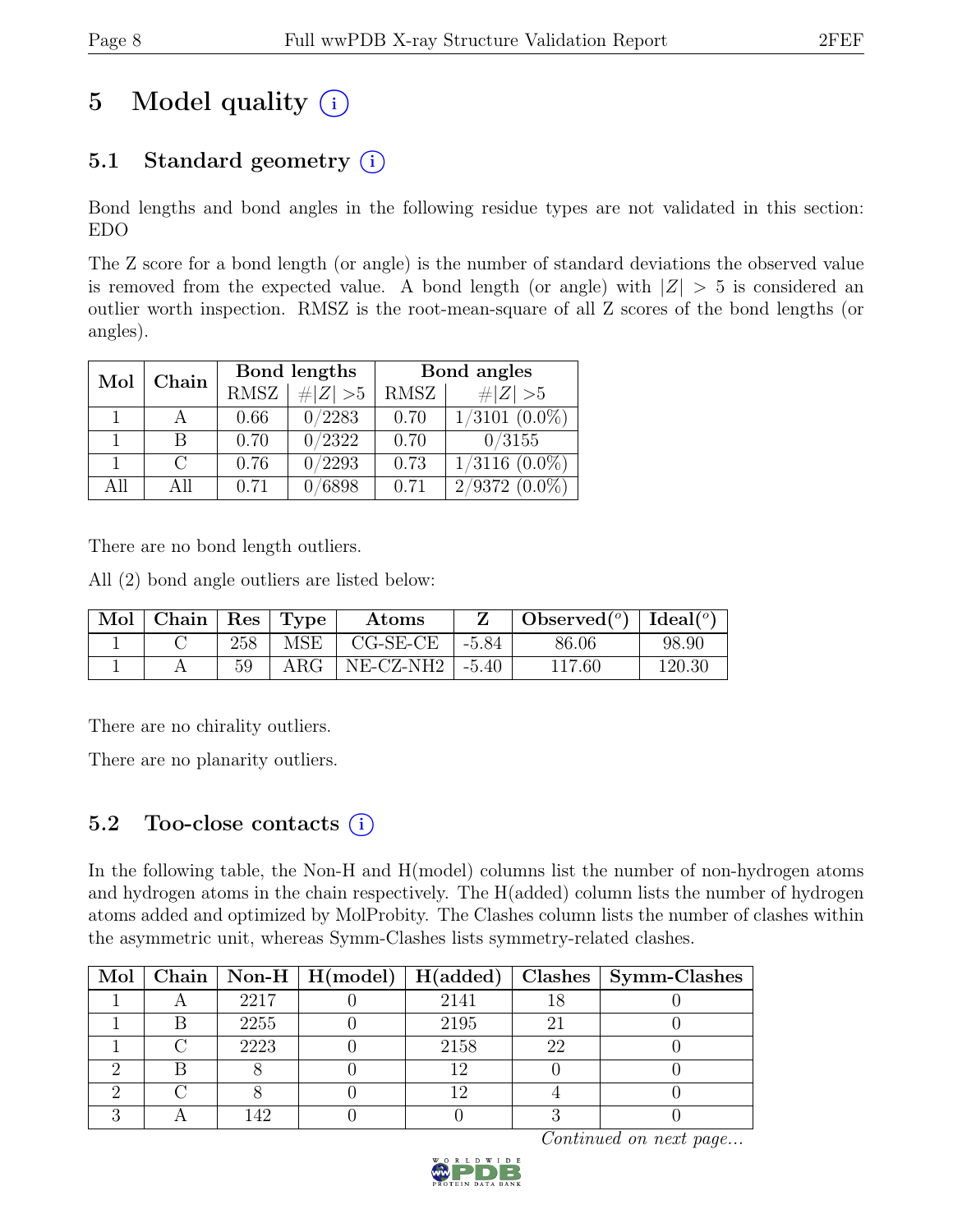# 5 Model quality

## 5.1 Standard geometry

Bond lengths and bond angles in the following residue types are not validated in this section: EDO

The Z score for a bond length (or angle) is the number of standard deviations the observed value is removed from the expected value. A bond length (or angle) with $|Z| > 5$ is considered an outlier worth inspection. RMSZ is the root-mean-square of all Z scores of the bond lengths (or angles).

| Mol | Chain | Bond lengths | | Bond angles | |
|---|---|---|---|---|---|
| | | RMSZ | #\|Z\| >5 | RMSZ | #\|Z\| >5 |
| 1 | A | 0.66 | 0/2283 | 0.70 | 1/3101 (0.0%) |
| 1 | B | 0.70 | 0/2322 | 0.70 | 0/3155 |
| 1 | C | 0.76 | 0/2293 | 0.73 | 1/3116 (0.0%) |
| All | All | 0.71 | 0/6898 | 0.71 | 2/9372 (0.0%) |

There are no bond length outliers.

All (2) bond angle outliers are listed below:

| Mol | Chain | Res | Type | Atoms | Z | Observed(°) | Ideal(°) |
|---|---|---|---|---|---|---|---|
| 1 | C | 258 | MSE | CG-SE-CE | -5.84 | 86.06 | 98.90 |
| 1 | A | 59 | ARG | NE-CZ-NH2 | -5.40 | 117.60 | 120.30 |

There are no chirality outliers.

There are no planarity outliers.

## 5.2 Too-close contacts

In the following table, the Non-H and H(model) columns list the number of non-hydrogen atoms and hydrogen atoms in the chain respectively. The H(added) column lists the number of hydrogen atoms added and optimized by MolProbity. The Clashes column lists the number of clashes within the asymmetric unit, whereas Symm-Clashes lists symmetry-related clashes.

| Mol | Chain | Non-H | H(model) | H(added) | Clashes | Symm-Clashes |
|---|---|---|---|---|---|---|
| 1 | A | 2217 | 0 | 2141 | 18 | 0 |
| 1 | B | 2255 | 0 | 2195 | 21 | 0 |
| 1 | C | 2223 | 0 | 2158 | 22 | 0 |
| 2 | B | 8 | 0 | 12 | 0 | 0 |
| 2 | C | 8 | 0 | 12 | 4 | 0 |
| 3 | A | 142 | 0 | 0 | 3 | 0 |

*Continued on next page...*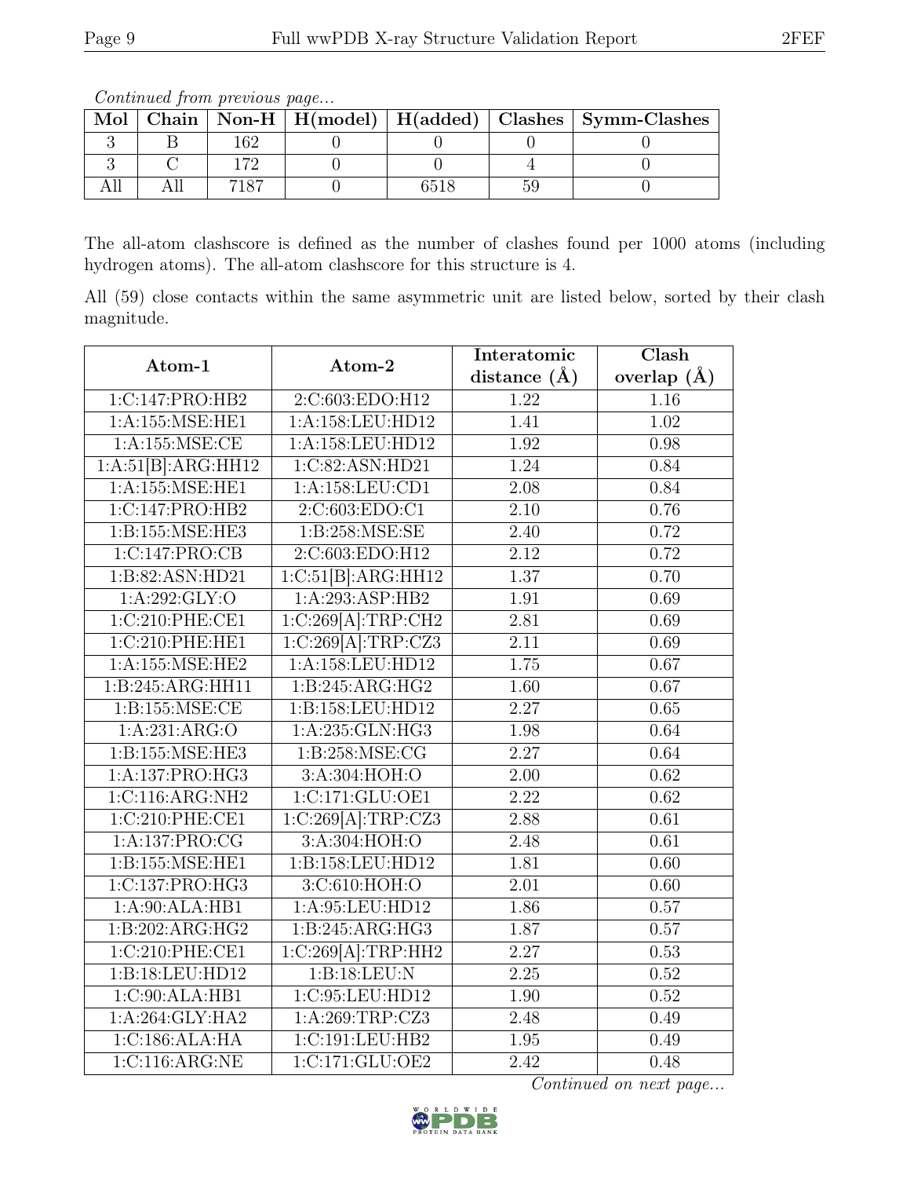*Continued from previous page...*

| Mol | Chain | Non-H | H(model) | H(added) | Clashes | Symm-Clashes |
|---|---|---|---|---|---|---|
| 3 | B | 162 | 0 | 0 | 0 | 0 |
| 3 | C | 172 | 0 | 0 | 4 | 0 |
| All | All | 7187 | 0 | 6518 | 59 | 0 |

The all-atom clashscore is defined as the number of clashes found per 1000 atoms (including hydrogen atoms). The all-atom clashscore for this structure is 4.

All (59) close contacts within the same asymmetric unit are listed below, sorted by their clash magnitude.

| Atom-1 | Atom-2 | Interatomic distance (Å) | Clash overlap (Å) |
|---|---|---|---|
| 1:C:147:PRO:HB2 | 2:C:603:EDO:H12 | 1.22 | 1.16 |
| 1:A:155:MSE:HE1 | 1:A:158:LEU:HD12 | 1.41 | 1.02 |
| 1:A:155:MSE:CE | 1:A:158:LEU:HD12 | 1.92 | 0.98 |
| 1:A:51[B]:ARG:HH12 | 1:C:82:ASN:HD21 | 1.24 | 0.84 |
| 1:A:155:MSE:HE1 | 1:A:158:LEU:CD1 | 2.08 | 0.84 |
| 1:C:147:PRO:HB2 | 2:C:603:EDO:C1 | 2.10 | 0.76 |
| 1:B:155:MSE:HE3 | 1:B:258:MSE:SE | 2.40 | 0.72 |
| 1:C:147:PRO:CB | 2:C:603:EDO:H12 | 2.12 | 0.72 |
| 1:B:82:ASN:HD21 | 1:C:51[B]:ARG:HH12 | 1.37 | 0.70 |
| 1:A:292:GLY:O | 1:A:293:ASP:HB2 | 1.91 | 0.69 |
| 1:C:210:PHE:CE1 | 1:C:269[A]:TRP:CH2 | 2.81 | 0.69 |
| 1:C:210:PHE:HE1 | 1:C:269[A]:TRP:CZ3 | 2.11 | 0.69 |
| 1:A:155:MSE:HE2 | 1:A:158:LEU:HD12 | 1.75 | 0.67 |
| 1:B:245:ARG:HH11 | 1:B:245:ARG:HG2 | 1.60 | 0.67 |
| 1:B:155:MSE:CE | 1:B:158:LEU:HD12 | 2.27 | 0.65 |
| 1:A:231:ARG:O | 1:A:235:GLN:HG3 | 1.98 | 0.64 |
| 1:B:155:MSE:HE3 | 1:B:258:MSE:CG | 2.27 | 0.64 |
| 1:A:137:PRO:HG3 | 3:A:304:HOH:O | 2.00 | 0.62 |
| 1:C:116:ARG:NH2 | 1:C:171:GLU:OE1 | 2.22 | 0.62 |
| 1:C:210:PHE:CE1 | 1:C:269[A]:TRP:CZ3 | 2.88 | 0.61 |
| 1:A:137:PRO:CG | 3:A:304:HOH:O | 2.48 | 0.61 |
| 1:B:155:MSE:HE1 | 1:B:158:LEU:HD12 | 1.81 | 0.60 |
| 1:C:137:PRO:HG3 | 3:C:610:HOH:O | 2.01 | 0.60 |
| 1:A:90:ALA:HB1 | 1:A:95:LEU:HD12 | 1.86 | 0.57 |
| 1:B:202:ARG:HG2 | 1:B:245:ARG:HG3 | 1.87 | 0.57 |
| 1:C:210:PHE:CE1 | 1:C:269[A]:TRP:HH2 | 2.27 | 0.53 |
| 1:B:18:LEU:HD12 | 1:B:18:LEU:N | 2.25 | 0.52 |
| 1:C:90:ALA:HB1 | 1:C:95:LEU:HD12 | 1.90 | 0.52 |
| 1:A:264:GLY:HA2 | 1:A:269:TRP:CZ3 | 2.48 | 0.49 |
| 1:C:186:ALA:HA | 1:C:191:LEU:HB2 | 1.95 | 0.49 |
| 1:C:116:ARG:NE | 1:C:171:GLU:OE2 | 2.42 | 0.48 |

*Continued on next page...*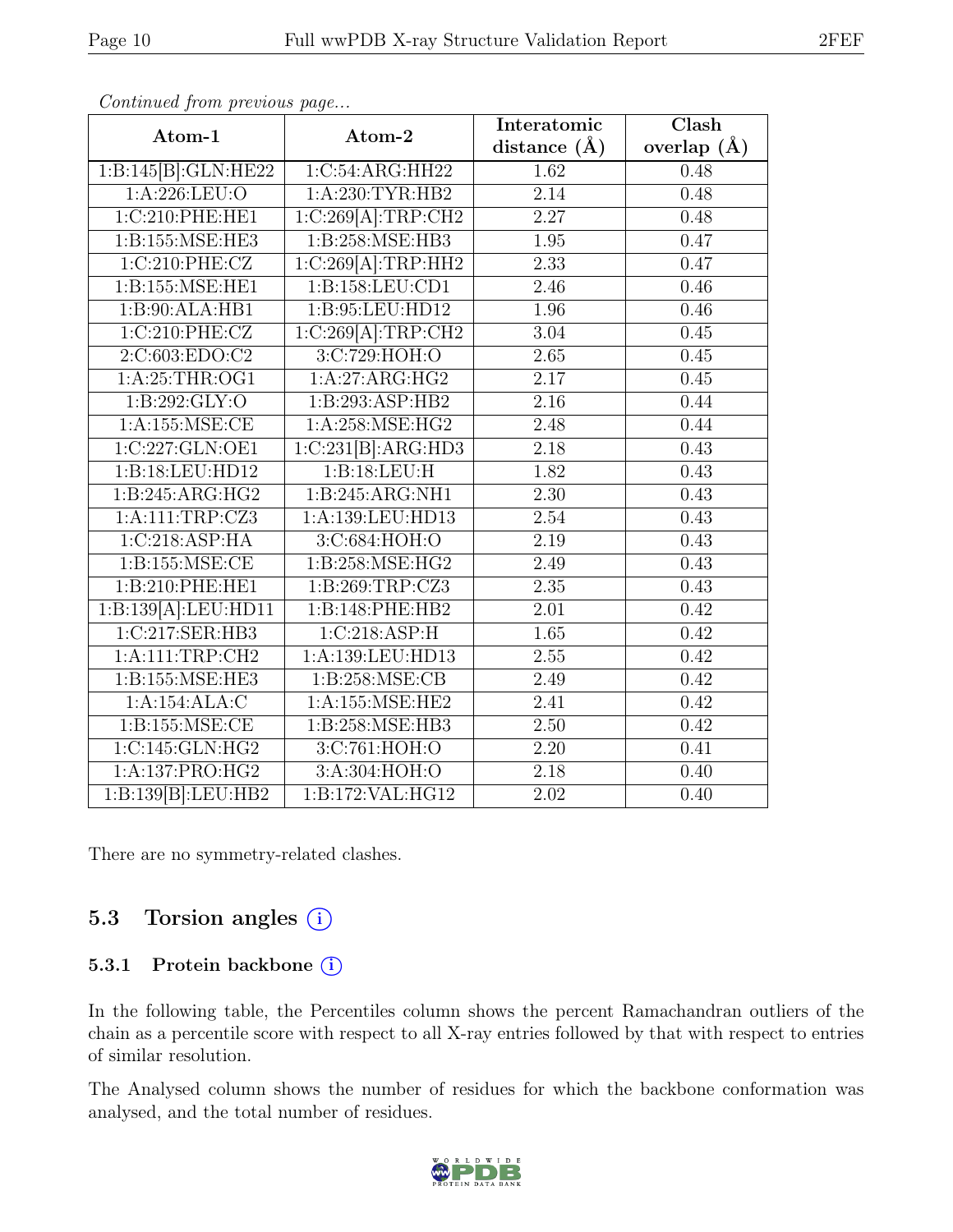*Continued from previous page...*

| Atom-1 | Atom-2 | Interatomic distance (Å) | Clash overlap (Å) |
|---|---|---|---|
| 1:B:145[B]:GLN:HE22 | 1:C:54:ARG:HH22 | 1.62 | 0.48 |
| 1:A:226:LEU:O | 1:A:230:TYR:HB2 | 2.14 | 0.48 |
| 1:C:210:PHE:HE1 | 1:C:269[A]:TRP:CH2 | 2.27 | 0.48 |
| 1:B:155:MSE:HE3 | 1:B:258:MSE:HB3 | 1.95 | 0.47 |
| 1:C:210:PHE:CZ | 1:C:269[A]:TRP:HH2 | 2.33 | 0.47 |
| 1:B:155:MSE:HE1 | 1:B:158:LEU:CD1 | 2.46 | 0.46 |
| 1:B:90:ALA:HB1 | 1:B:95:LEU:HD12 | 1.96 | 0.46 |
| 1:C:210:PHE:CZ | 1:C:269[A]:TRP:CH2 | 3.04 | 0.45 |
| 2:C:603:EDO:C2 | 3:C:729:HOH:O | 2.65 | 0.45 |
| 1:A:25:THR:OG1 | 1:A:27:ARG:HG2 | 2.17 | 0.45 |
| 1:B:292:GLY:O | 1:B:293:ASP:HB2 | 2.16 | 0.44 |
| 1:A:155:MSE:CE | 1:A:258:MSE:HG2 | 2.48 | 0.44 |
| 1:C:227:GLN:OE1 | 1:C:231[B]:ARG:HD3 | 2.18 | 0.43 |
| 1:B:18:LEU:HD12 | 1:B:18:LEU:H | 1.82 | 0.43 |
| 1:B:245:ARG:HG2 | 1:B:245:ARG:NH1 | 2.30 | 0.43 |
| 1:A:111:TRP:CZ3 | 1:A:139:LEU:HD13 | 2.54 | 0.43 |
| 1:C:218:ASP:HA | 3:C:684:HOH:O | 2.19 | 0.43 |
| 1:B:155:MSE:CE | 1:B:258:MSE:HG2 | 2.49 | 0.43 |
| 1:B:210:PHE:HE1 | 1:B:269:TRP:CZ3 | 2.35 | 0.43 |
| 1:B:139[A]:LEU:HD11 | 1:B:148:PHE:HB2 | 2.01 | 0.42 |
| 1:C:217:SER:HB3 | 1:C:218:ASP:H | 1.65 | 0.42 |
| 1:A:111:TRP:CH2 | 1:A:139:LEU:HD13 | 2.55 | 0.42 |
| 1:B:155:MSE:HE3 | 1:B:258:MSE:CB | 2.49 | 0.42 |
| 1:A:154:ALA:C | 1:A:155:MSE:HE2 | 2.41 | 0.42 |
| 1:B:155:MSE:CE | 1:B:258:MSE:HB3 | 2.50 | 0.42 |
| 1:C:145:GLN:HG2 | 3:C:761:HOH:O | 2.20 | 0.41 |
| 1:A:137:PRO:HG2 | 3:A:304:HOH:O | 2.18 | 0.40 |
| 1:B:139[B]:LEU:HB2 | 1:B:172:VAL:HG12 | 2.02 | 0.40 |

There are no symmetry-related clashes.

## 5.3 Torsion angles (i)

### 5.3.1 Protein backbone (i)

In the following table, the Percentiles column shows the percent Ramachandran outliers of the chain as a percentile score with respect to all X-ray entries followed by that with respect to entries of similar resolution.

The Analysed column shows the number of residues for which the backbone conformation was analysed, and the total number of residues.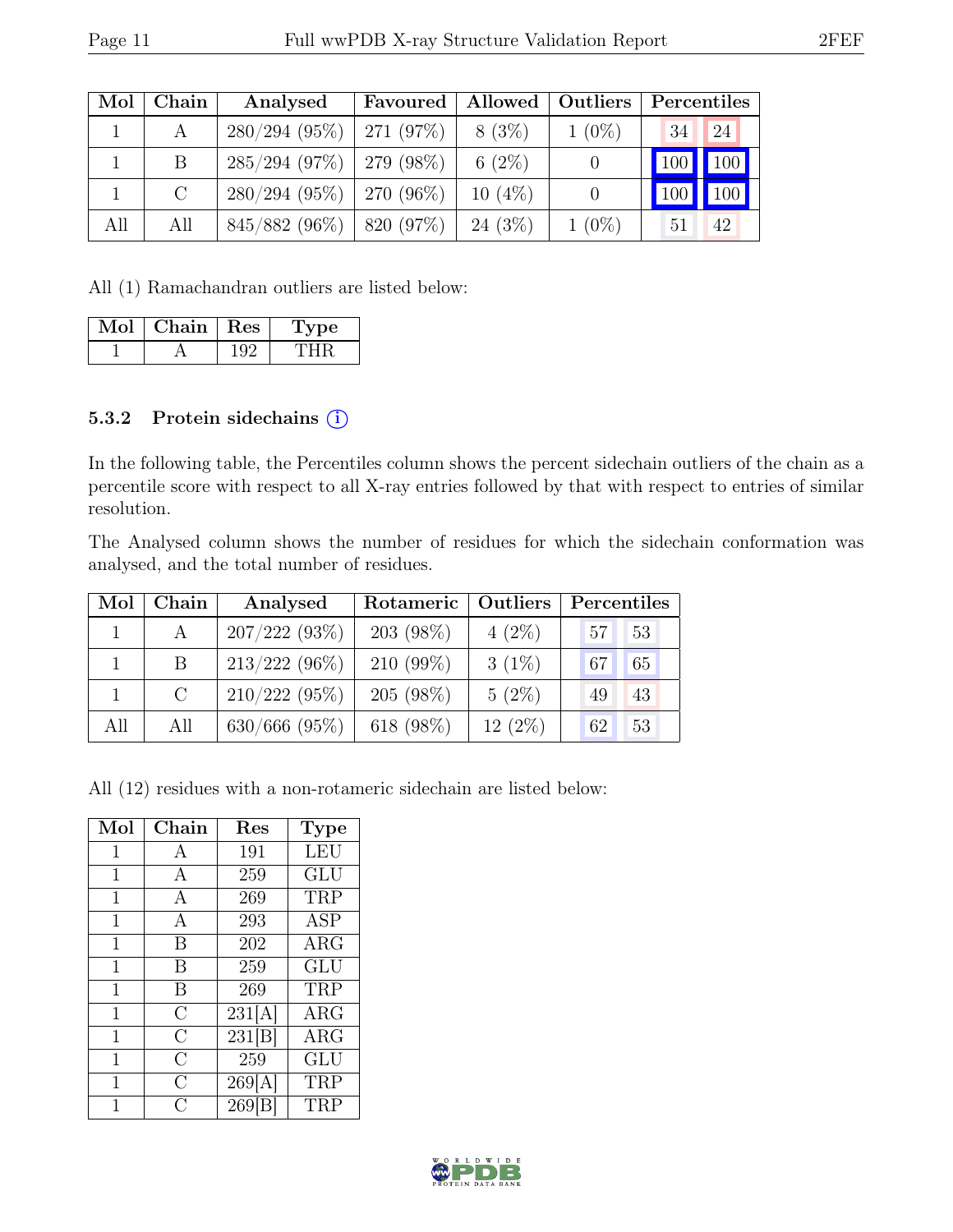| Mol | Chain | Analysed | Favoured | Allowed | Outliers | Percentiles | |
|---|---|---|---|---|---|---|---|
| 1 | A | 280/294 (95%) | 271 (97%) | 8 (3%) | 1 (0%) | 34 | 24 |
| 1 | B | 285/294 (97%) | 279 (98%) | 6 (2%) | 0 | 100 | 100 |
| 1 | C | 280/294 (95%) | 270 (96%) | 10 (4%) | 0 | 100 | 100 |
| All | All | 845/882 (96%) | 820 (97%) | 24 (3%) | 1 (0%) | 51 | 42 |

All (1) Ramachandran outliers are listed below:

| Mol | Chain | Res | Type |
|---|---|---|---|
| 1 | A | 192 | THR |

### 5.3.2 Protein sidechains (i)

In the following table, the Percentiles column shows the percent sidechain outliers of the chain as a percentile score with respect to all X-ray entries followed by that with respect to entries of similar resolution.

The Analysed column shows the number of residues for which the sidechain conformation was analysed, and the total number of residues.

| Mol | Chain | Analysed | Rotameric | Outliers | Percentiles | |
|---|---|---|---|---|---|---|
| 1 | A | 207/222 (93%) | 203 (98%) | 4 (2%) | 57 | 53 |
| 1 | B | 213/222 (96%) | 210 (99%) | 3 (1%) | 67 | 65 |
| 1 | C | 210/222 (95%) | 205 (98%) | 5 (2%) | 49 | 43 |
| All | All | 630/666 (95%) | 618 (98%) | 12 (2%) | 62 | 53 |

All (12) residues with a non-rotameric sidechain are listed below:

| Mol | Chain | Res | Type |
|---|---|---|---|
| 1 | A | 191 | LEU |
| 1 | A | 259 | GLU |
| 1 | A | 269 | TRP |
| 1 | A | 293 | ASP |
| 1 | B | 202 | ARG |
| 1 | B | 259 | GLU |
| 1 | B | 269 | TRP |
| 1 | C | 231[A] | ARG |
| 1 | C | 231[B] | ARG |
| 1 | C | 259 | GLU |
| 1 | C | 269[A] | TRP |
| 1 | C | 269[B] | TRP |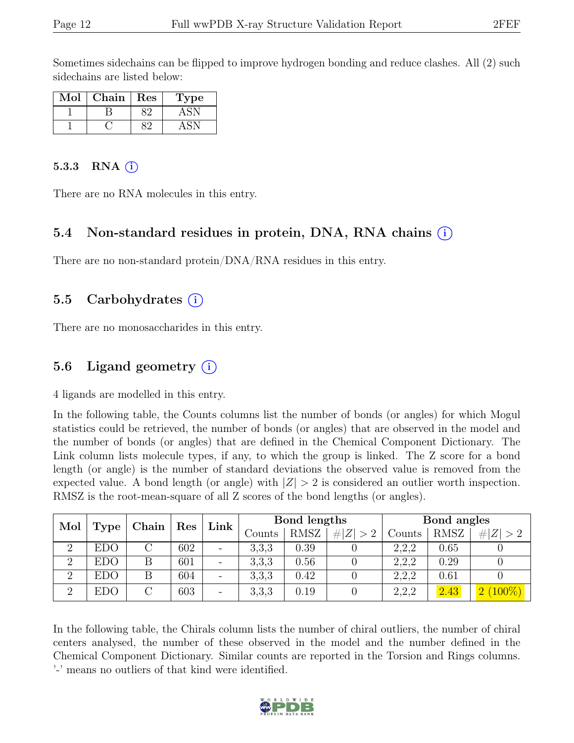Sometimes sidechains can be flipped to improve hydrogen bonding and reduce clashes. All (2) such sidechains are listed below:

| Mol | Chain | Res | Type |
|---|---|---|---|
| 1 | B | 82 | ASN |
| 1 | C | 82 | ASN |

### 5.3.3 RNA (i)

There are no RNA molecules in this entry.

## 5.4 Non-standard residues in protein, DNA, RNA chains (i)

There are no non-standard protein/DNA/RNA residues in this entry.

## 5.5 Carbohydrates (i)

There are no monosaccharides in this entry.

## 5.6 Ligand geometry (i)

4 ligands are modelled in this entry.

In the following table, the Counts columns list the number of bonds (or angles) for which Mogul statistics could be retrieved, the number of bonds (or angles) that are observed in the model and the number of bonds (or angles) that are defined in the Chemical Component Dictionary. The Link column lists molecule types, if any, to which the group is linked. The Z score for a bond length (or angle) is the number of standard deviations the observed value is removed from the expected value. A bond length (or angle) with $|Z| > 2$ is considered an outlier worth inspection. RMSZ is the root-mean-square of all Z scores of the bond lengths (or angles).

| Mol | Type | Chain | Res | Link | Bond lengths | | | Bond angles | | |
|---|---|---|---|---|---|---|---|---|---|---|
| | | | | | Counts | RMSZ | $\#\|Z\| > 2$ | Counts | RMSZ | $\#\|Z\| > 2$ |
| 2 | EDO | C | 602 | - | 3,3,3 | 0.39 | 0 | 2,2,2 | 0.65 | 0 |
| 2 | EDO | B | 601 | - | 3,3,3 | 0.56 | 0 | 2,2,2 | 0.29 | 0 |
| 2 | EDO | B | 604 | - | 3,3,3 | 0.42 | 0 | 2,2,2 | 0.61 | 0 |
| 2 | EDO | C | 603 | - | 3,3,3 | 0.19 | 0 | 2,2,2 | 2.43 | 2 (100%) |

In the following table, the Chirals column lists the number of chiral outliers, the number of chiral centers analysed, the number of these observed in the model and the number defined in the Chemical Component Dictionary. Similar counts are reported in the Torsion and Rings columns. '-' means no outliers of that kind were identified.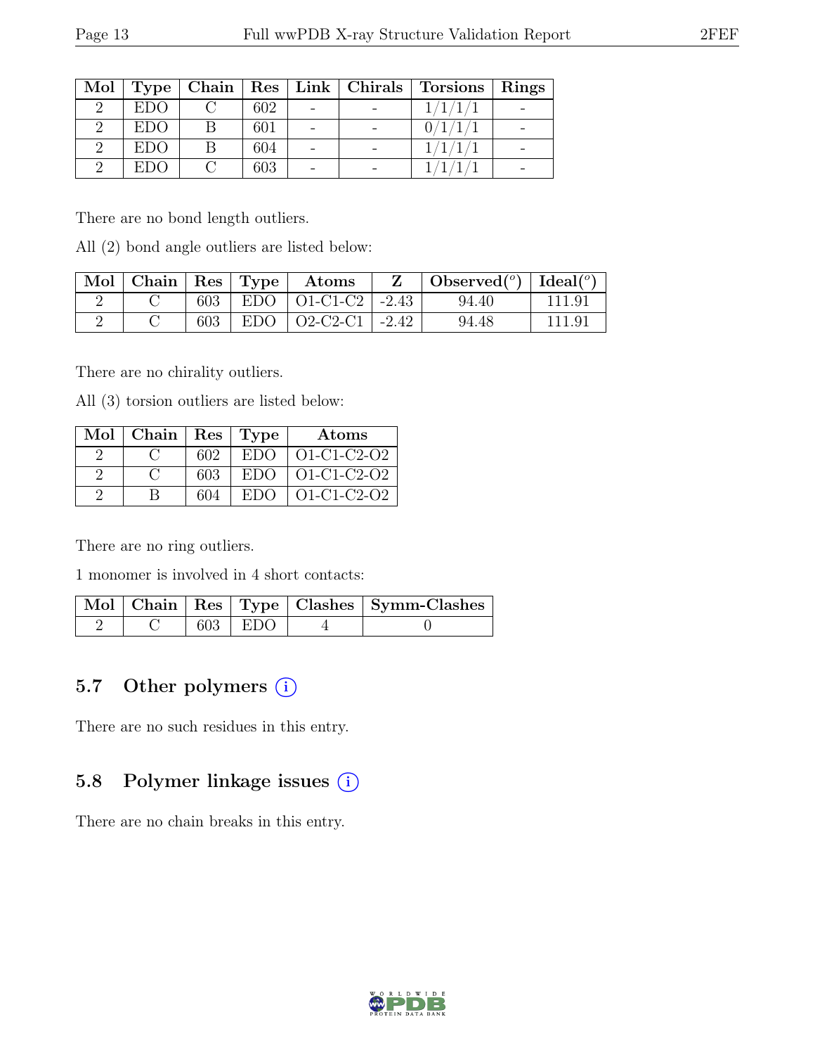| Mol | Type | Chain | Res | Link | Chirals | Torsions | Rings |
|---|---|---|---|---|---|---|---|
| 2 | EDO | C | 602 | - | - | 1/1/1/1 | - |
| 2 | EDO | B | 601 | - | - | 0/1/1/1 | - |
| 2 | EDO | B | 604 | - | - | 1/1/1/1 | - |
| 2 | EDO | C | 603 | - | - | 1/1/1/1 | - |

There are no bond length outliers.

All (2) bond angle outliers are listed below:

| Mol | Chain | Res | Type | Atoms | Z | Observed(°) | Ideal(°) |
|---|---|---|---|---|---|---|---|
| 2 | C | 603 | EDO | O1-C1-C2 | -2.43 | 94.40 | 111.91 |
| 2 | C | 603 | EDO | O2-C2-C1 | -2.42 | 94.48 | 111.91 |

There are no chirality outliers.

All (3) torsion outliers are listed below:

| Mol | Chain | Res | Type | Atoms |
|---|---|---|---|---|
| 2 | C | 602 | EDO | O1-C1-C2-O2 |
| 2 | C | 603 | EDO | O1-C1-C2-O2 |
| 2 | B | 604 | EDO | O1-C1-C2-O2 |

There are no ring outliers.

1 monomer is involved in 4 short contacts:

| Mol | Chain | Res | Type | Clashes | Symm-Clashes |
|---|---|---|---|---|---|
| 2 | C | 603 | EDO | 4 | 0 |

## 5.7 Other polymers (i)

There are no such residues in this entry.

## 5.8 Polymer linkage issues (i)

There are no chain breaks in this entry.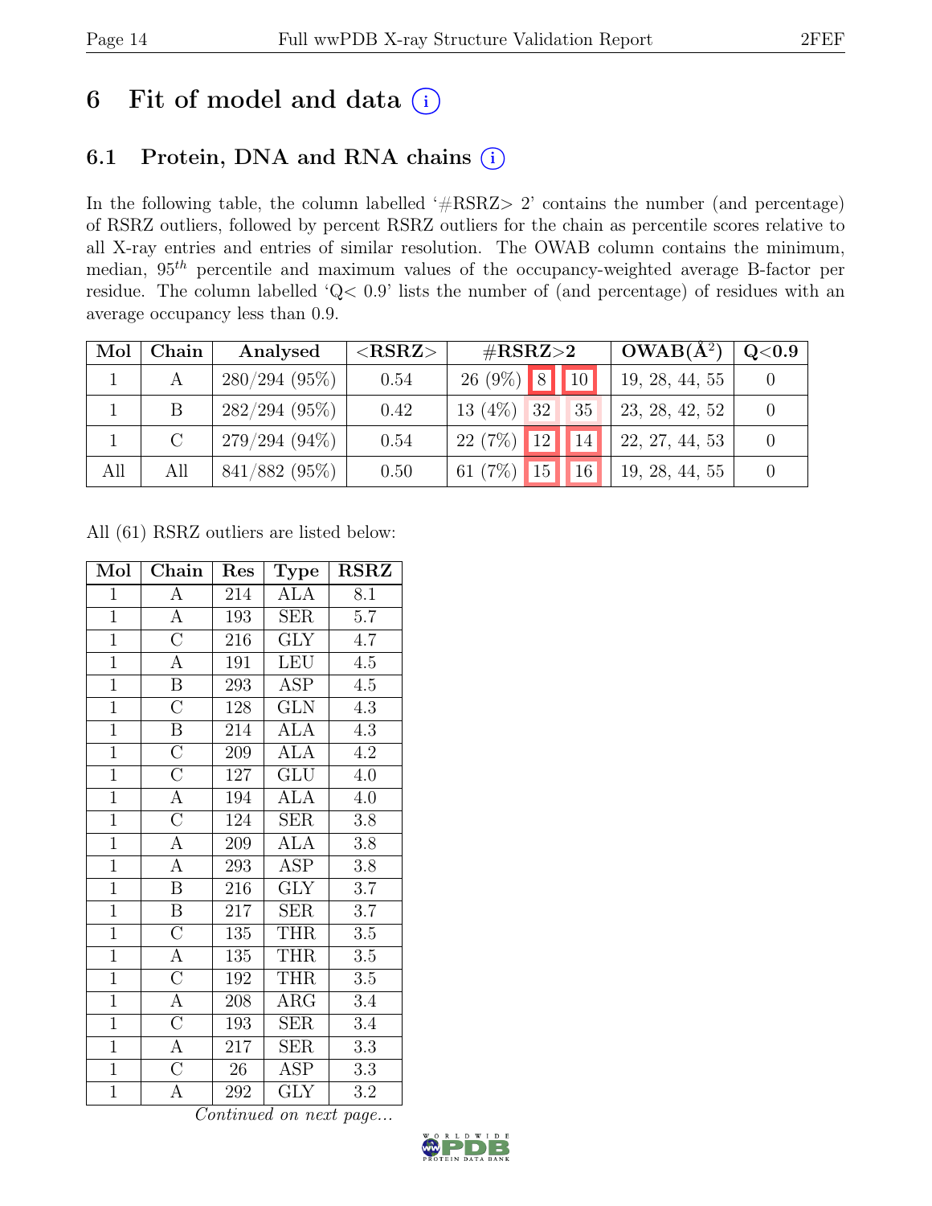# 6 Fit of model and data (i)

## 6.1 Protein, DNA and RNA chains (i)

In the following table, the column labelled '#RSRZ> 2' contains the number (and percentage) of RSRZ outliers, followed by percent RSRZ outliers for the chain as percentile scores relative to all X-ray entries and entries of similar resolution. The OWAB column contains the minimum, median, $95^{th}$ percentile and maximum values of the occupancy-weighted average B-factor per residue. The column labelled 'Q< 0.9' lists the number of (and percentage) of residues with an average occupancy less than 0.9.

| Mol | Chain | Analysed | <RSRZ> | #RSRZ>2 | | | OWAB(Å²) | Q<0.9 |
|---|---|---|---|---|---|---|---|---|
| 1 | A | 280/294 (95%) | 0.54 | 26 (9%) | 8 | 10 | 19, 28, 44, 55 | 0 |
| 1 | B | 282/294 (95%) | 0.42 | 13 (4%) | 32 | 35 | 23, 28, 42, 52 | 0 |
| 1 | C | 279/294 (94%) | 0.54 | 22 (7%) | 12 | 14 | 22, 27, 44, 53 | 0 |
| All | All | 841/882 (95%) | 0.50 | 61 (7%) | 15 | 16 | 19, 28, 44, 55 | 0 |

All (61) RSRZ outliers are listed below:

| Mol | Chain | Res | Type | RSRZ |
|---|---|---|---|---|
| 1 | A | 214 | ALA | 8.1 |
| 1 | A | 193 | SER | 5.7 |
| 1 | C | 216 | GLY | 4.7 |
| 1 | A | 191 | LEU | 4.5 |
| 1 | B | 293 | ASP | 4.5 |
| 1 | C | 128 | GLN | 4.3 |
| 1 | B | 214 | ALA | 4.3 |
| 1 | C | 209 | ALA | 4.2 |
| 1 | C | 127 | GLU | 4.0 |
| 1 | A | 194 | ALA | 4.0 |
| 1 | C | 124 | SER | 3.8 |
| 1 | A | 209 | ALA | 3.8 |
| 1 | A | 293 | ASP | 3.8 |
| 1 | B | 216 | GLY | 3.7 |
| 1 | B | 217 | SER | 3.7 |
| 1 | C | 135 | THR | 3.5 |
| 1 | A | 135 | THR | 3.5 |
| 1 | C | 192 | THR | 3.5 |
| 1 | A | 208 | ARG | 3.4 |
| 1 | C | 193 | SER | 3.4 |
| 1 | A | 217 | SER | 3.3 |
| 1 | C | 26 | ASP | 3.3 |
| 1 | A | 292 | GLY | 3.2 |

*Continued on next page...*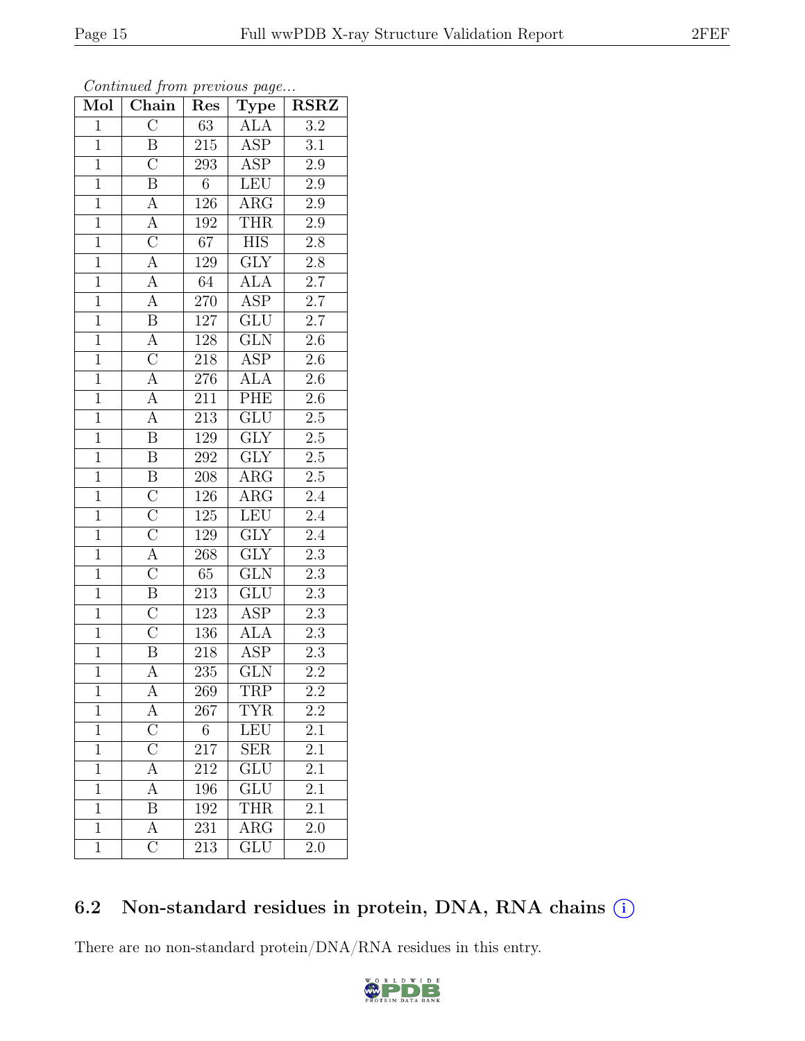*Continued from previous page...*

| Mol | Chain | Res | Type | RSRZ |
|---|---|---|---|---|
| 1 | C | 63 | ALA | 3.2 |
| 1 | B | 215 | ASP | 3.1 |
| 1 | C | 293 | ASP | 2.9 |
| 1 | B | 6 | LEU | 2.9 |
| 1 | A | 126 | ARG | 2.9 |
| 1 | A | 192 | THR | 2.9 |
| 1 | C | 67 | HIS | 2.8 |
| 1 | A | 129 | GLY | 2.8 |
| 1 | A | 64 | ALA | 2.7 |
| 1 | A | 270 | ASP | 2.7 |
| 1 | B | 127 | GLU | 2.7 |
| 1 | A | 128 | GLN | 2.6 |
| 1 | C | 218 | ASP | 2.6 |
| 1 | A | 276 | ALA | 2.6 |
| 1 | A | 211 | PHE | 2.6 |
| 1 | A | 213 | GLU | 2.5 |
| 1 | B | 129 | GLY | 2.5 |
| 1 | B | 292 | GLY | 2.5 |
| 1 | B | 208 | ARG | 2.5 |
| 1 | C | 126 | ARG | 2.4 |
| 1 | C | 125 | LEU | 2.4 |
| 1 | C | 129 | GLY | 2.4 |
| 1 | A | 268 | GLY | 2.3 |
| 1 | C | 65 | GLN | 2.3 |
| 1 | B | 213 | GLU | 2.3 |
| 1 | C | 123 | ASP | 2.3 |
| 1 | C | 136 | ALA | 2.3 |
| 1 | B | 218 | ASP | 2.3 |
| 1 | A | 235 | GLN | 2.2 |
| 1 | A | 269 | TRP | 2.2 |
| 1 | A | 267 | TYR | 2.2 |
| 1 | C | 6 | LEU | 2.1 |
| 1 | C | 217 | SER | 2.1 |
| 1 | A | 212 | GLU | 2.1 |
| 1 | A | 196 | GLU | 2.1 |
| 1 | B | 192 | THR | 2.1 |
| 1 | A | 231 | ARG | 2.0 |
| 1 | C | 213 | GLU | 2.0 |

## 6.2 Non-standard residues in protein, DNA, RNA chains

There are no non-standard protein/DNA/RNA residues in this entry.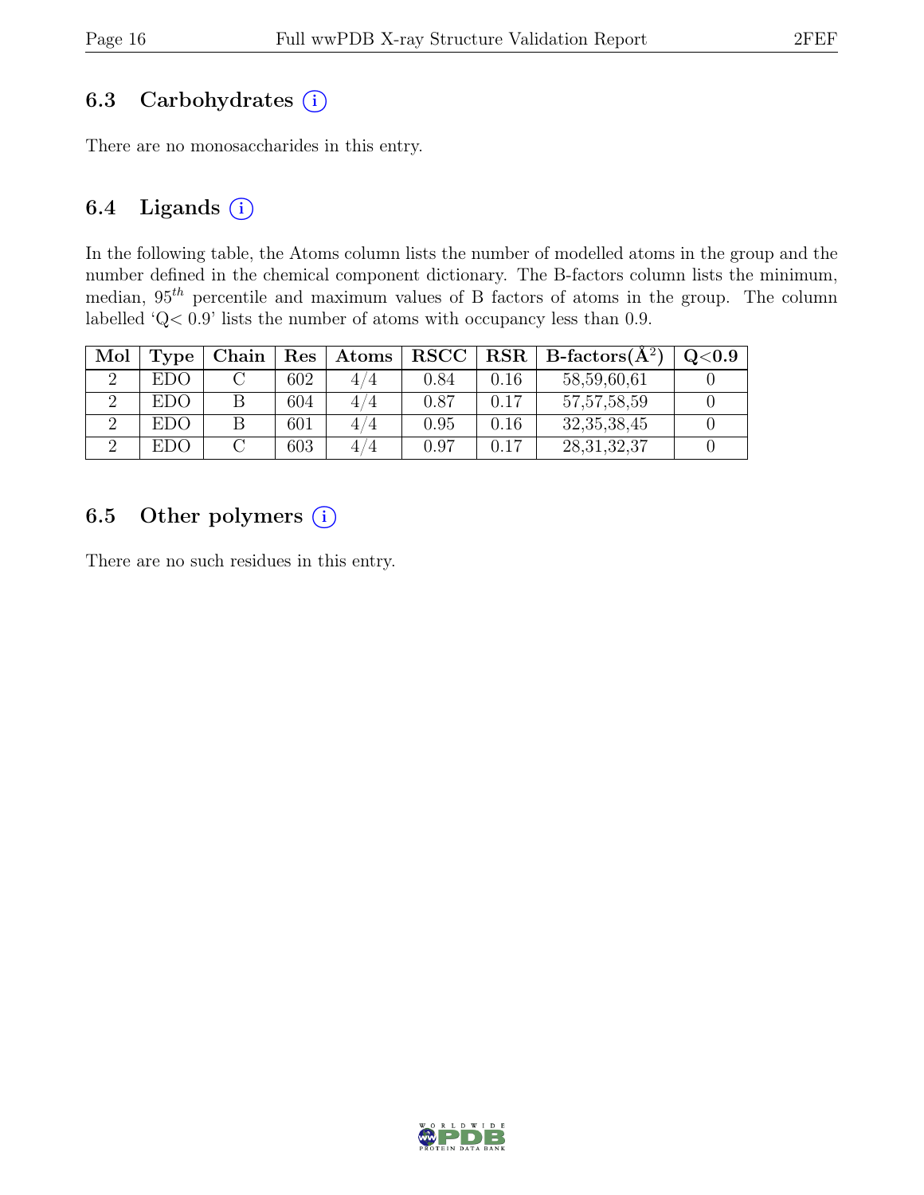### 6.3 Carbohydrates (i)

There are no monosaccharides in this entry.

### 6.4 Ligands (i)

In the following table, the Atoms column lists the number of modelled atoms in the group and the number defined in the chemical component dictionary. The B-factors column lists the minimum, median, $95^{th}$ percentile and maximum values of B factors of atoms in the group. The column labelled 'Q< 0.9' lists the number of atoms with occupancy less than 0.9.

| Mol | Type | Chain | Res | Atoms | RSCC | RSR | B-factors($Å^2$) | Q<0.9 |
|---|---|---|---|---|---|---|---|---|
| 2 | EDO | C | 602 | 4/4 | 0.84 | 0.16 | 58,59,60,61 | 0 |
| 2 | EDO | B | 604 | 4/4 | 0.87 | 0.17 | 57,57,58,59 | 0 |
| 2 | EDO | B | 601 | 4/4 | 0.95 | 0.16 | 32,35,38,45 | 0 |
| 2 | EDO | C | 603 | 4/4 | 0.97 | 0.17 | 28,31,32,37 | 0 |

### 6.5 Other polymers (i)

There are no such residues in this entry.